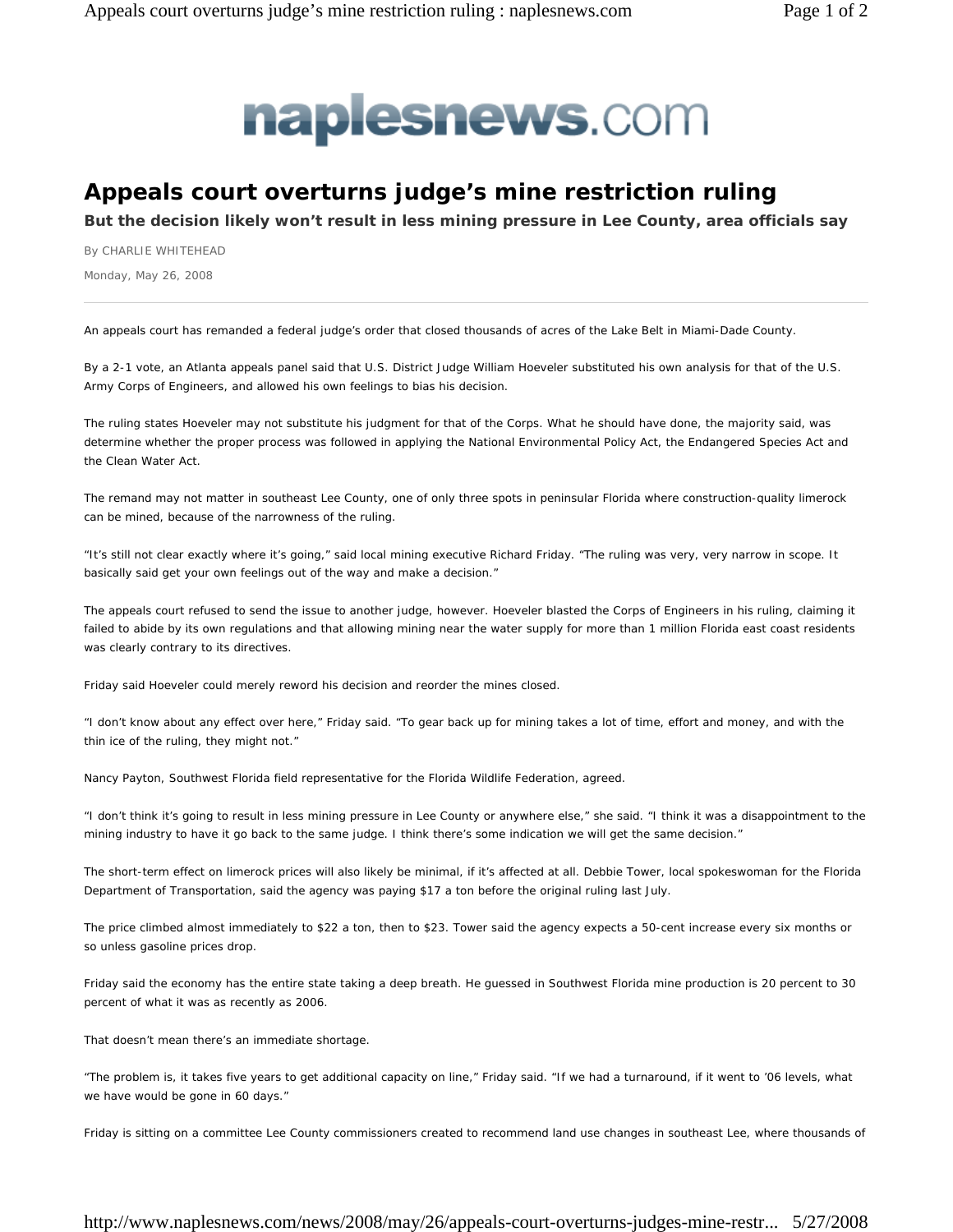# Appeals court overturns judge's mine restriction ruling

**But the decision likely won't result in less mining pressure in Lee County, area officials say**

By CHARLIE WHITEHEAD

Monday, May 26, 2008

---

An appeals court has remanded a federal judge's order that closed thousands of acres of the Lake Belt in Miami-Dade County.

By a 2-1 vote, an Atlanta appeals panel said that U.S. District Judge William Hoeveler substituted his own analysis for that of the U.S. Army Corps of Engineers, and allowed his own feelings to bias his decision.

The ruling states Hoeveler may not substitute his judgment for that of the Corps. What he should have done, the majority said, was determine whether the proper process was followed in applying the National Environmental Policy Act, the Endangered Species Act and the Clean Water Act.

The remand may not matter in southeast Lee County, one of only three spots in peninsular Florida where construction-quality limerock can be mined, because of the narrowness of the ruling.

"It's still not clear exactly where it's going," said local mining executive Richard Friday. "The ruling was very, very narrow in scope. It basically said get your own feelings out of the way and make a decision."

The appeals court refused to send the issue to another judge, however. Hoeveler blasted the Corps of Engineers in his ruling, claiming it failed to abide by its own regulations and that allowing mining near the water supply for more than 1 million Florida east coast residents was clearly contrary to its directives.

Friday said Hoeveler could merely reword his decision and reorder the mines closed.

"I don't know about any effect over here," Friday said. "To gear back up for mining takes a lot of time, effort and money, and with the thin ice of the ruling, they might not."

Nancy Payton, Southwest Florida field representative for the Florida Wildlife Federation, agreed.

"I don't think it's going to result in less mining pressure in Lee County or anywhere else," she said. "I think it was a disappointment to the mining industry to have it go back to the same judge. I think there's some indication we will get the same decision."

The short-term effect on limerock prices will also likely be minimal, if it's affected at all. Debbie Tower, local spokeswoman for the Florida Department of Transportation, said the agency was paying $17 a ton before the original ruling last July.

The price climbed almost immediately to $22 a ton, then to $23. Tower said the agency expects a 50-cent increase every six months or so unless gasoline prices drop.

Friday said the economy has the entire state taking a deep breath. He guessed in Southwest Florida mine production is 20 percent to 30 percent of what it was as recently as 2006.

That doesn't mean there's an immediate shortage.

"The problem is, it takes five years to get additional capacity on line," Friday said. "If we had a turnaround, if it went to '06 levels, what we have would be gone in 60 days."

Friday is sitting on a committee Lee County commissioners created to recommend land use changes in southeast Lee, where thousands of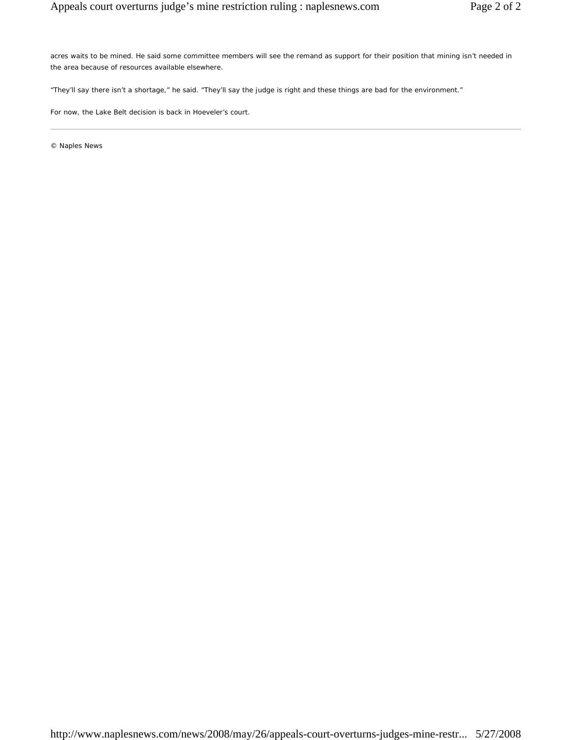acres waits to be mined. He said some committee members will see the remand as support for their position that mining isn't needed in the area because of resources available elsewhere.

"They'll say there isn't a shortage," he said. "They'll say the judge is right and these things are bad for the environment."

For now, the Lake Belt decision is back in Hoeveler's court.

---

© Naples News